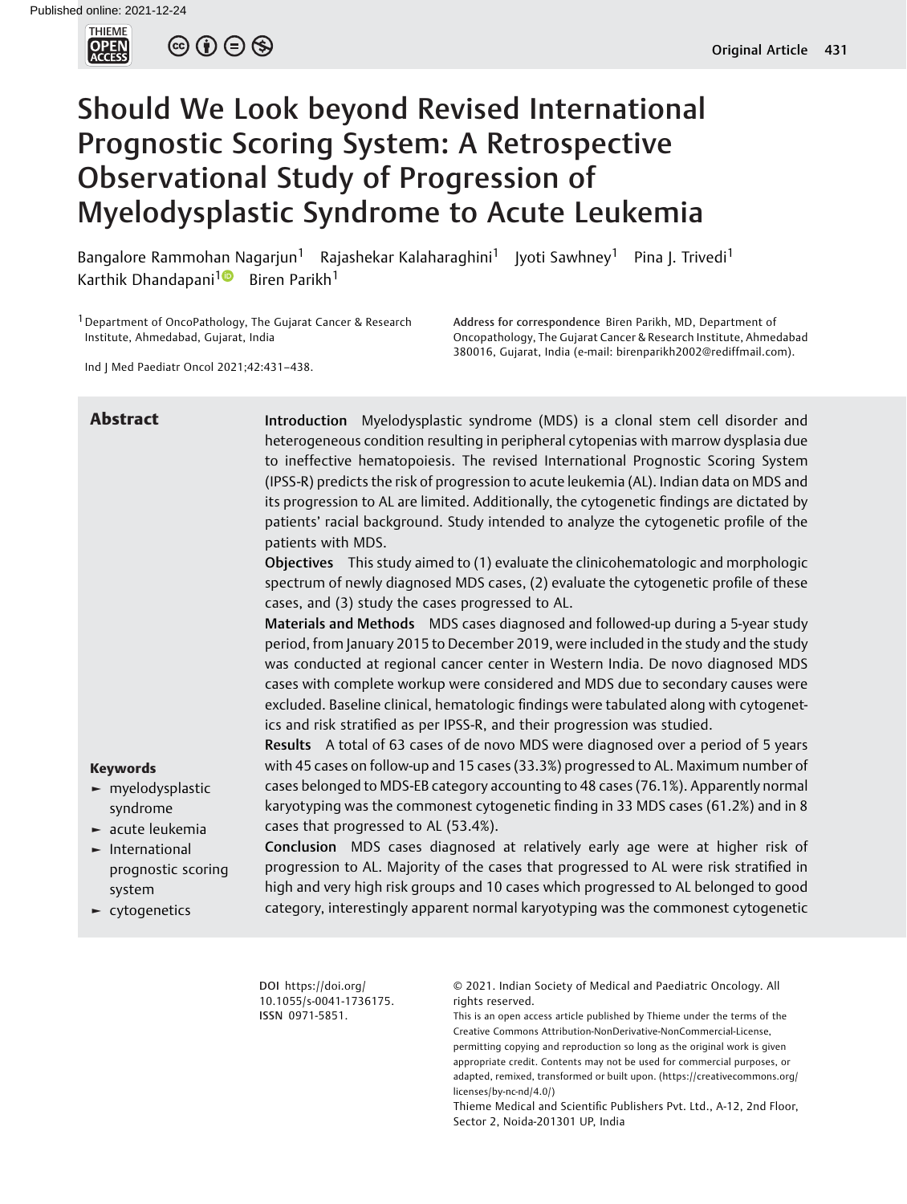# Should We Look beyond Revised International Prognostic Scoring System: A Retrospective Observational Study of Progression of Myelodysplastic Syndrome to Acute Leukemia

Bangalore Rammohan Nagarjun[1] Rajashekar Kalaharaghini[1] Jyoti Sawhney[1] Pina J. Trivedi[1] Karthik Dhandapani[1] Biren Parikh[1]

[1] Department of OncoPathology, The Gujarat Cancer & Research Institute, Ahmedabad, Gujarat, India

Address for correspondence Biren Parikh, MD, Department of Oncopathology, The Gujarat Cancer & Research Institute, Ahmedabad 380016, Gujarat, India (e-mail: birenparikh2002@rediffmail.com).

Ind J Med Paediatr Oncol 2021;42:431–438.

## Abstract

**Introduction** Myelodysplastic syndrome (MDS) is a clonal stem cell disorder and heterogeneous condition resulting in peripheral cytopenias with marrow dysplasia due to ineffective hematopoiesis. The revised International Prognostic Scoring System (IPSS-R) predicts the risk of progression to acute leukemia (AL). Indian data on MDS and its progression to AL are limited. Additionally, the cytogenetic findings are dictated by patients' racial background. Study intended to analyze the cytogenetic profile of the patients with MDS.

**Objectives** This study aimed to (1) evaluate the clinicohematologic and morphologic spectrum of newly diagnosed MDS cases, (2) evaluate the cytogenetic profile of these cases, and (3) study the cases progressed to AL.

**Materials and Methods** MDS cases diagnosed and followed-up during a 5-year study period, from January 2015 to December 2019, were included in the study and the study was conducted at regional cancer center in Western India. De novo diagnosed MDS cases with complete workup were considered and MDS due to secondary causes were excluded. Baseline clinical, hematologic findings were tabulated along with cytogenetics and risk stratified as per IPSS-R, and their progression was studied.

**Results** A total of 63 cases of de novo MDS were diagnosed over a period of 5 years with 45 cases on follow-up and 15 cases (33.3%) progressed to AL. Maximum number of cases belonged to MDS-EB category accounting to 48 cases (76.1%). Apparently normal karyotyping was the commonest cytogenetic finding in 33 MDS cases (61.2%) and in 8 cases that progressed to AL (53.4%).

**Conclusion** MDS cases diagnosed at relatively early age were at higher risk of progression to AL. Majority of the cases that progressed to AL were risk stratified in high and very high risk groups and 10 cases which progressed to AL belonged to good category, interestingly apparent normal karyotyping was the commonest cytogenetic

**Keywords**

- myelodysplastic syndrome
- acute leukemia
- International prognostic scoring system
- cytogenetics

DOI https://doi.org/10.1055/s-0041-1736175.
ISSN 0971-5851.

© 2021. Indian Society of Medical and Paediatric Oncology. All rights reserved.

This is an open access article published by Thieme under the terms of the Creative Commons Attribution-NonDerivative-NonCommercial-License, permitting copying and reproduction so long as the original work is given appropriate credit. Contents may not be used for commercial purposes, or adapted, remixed, transformed or built upon. (https://creativecommons.org/licenses/by-nc-nd/4.0/)

Thieme Medical and Scientific Publishers Pvt. Ltd., A-12, 2nd Floor, Sector 2, Noida-201301 UP, India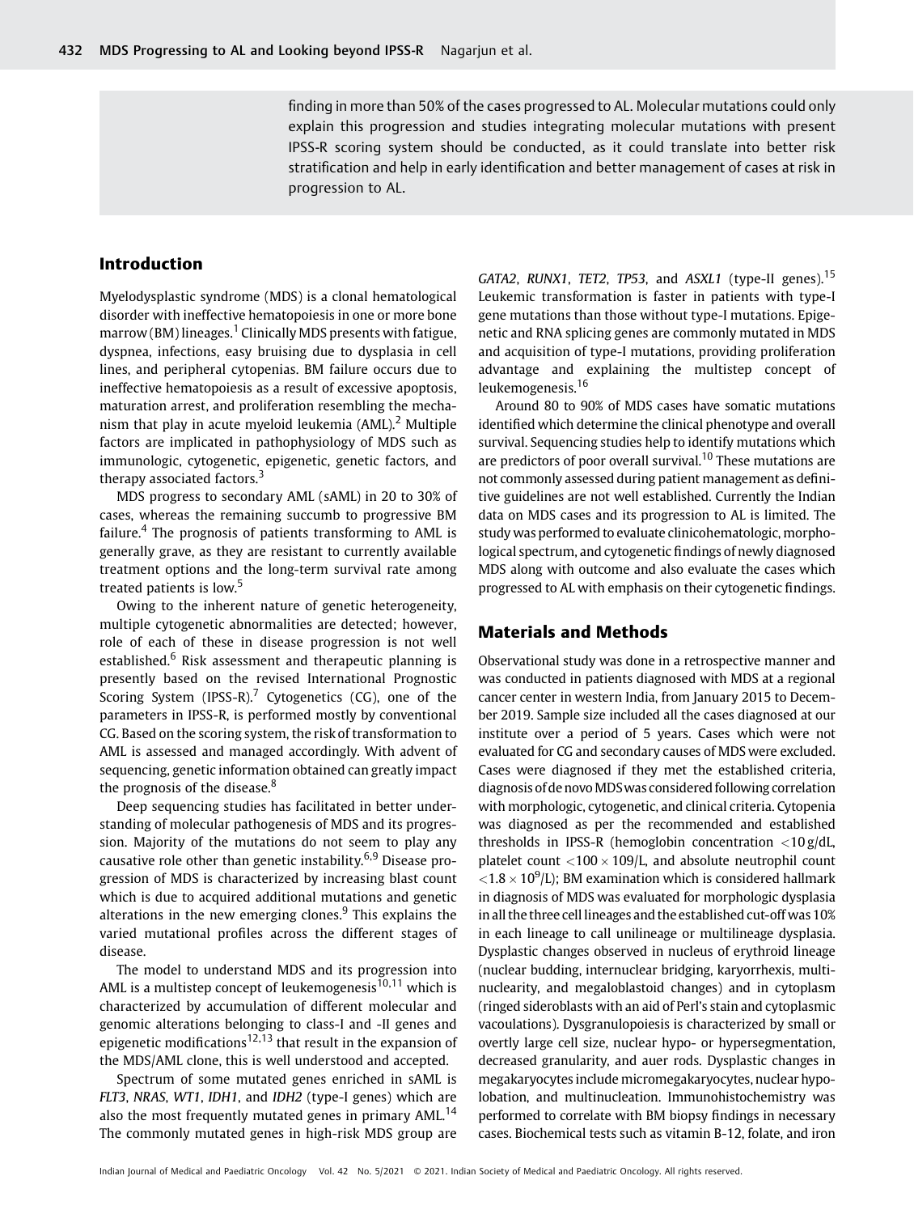finding in more than 50% of the cases progressed to AL. Molecular mutations could only explain this progression and studies integrating molecular mutations with present IPSS-R scoring system should be conducted, as it could translate into better risk stratification and help in early identification and better management of cases at risk in progression to AL.

## Introduction

Myelodysplastic syndrome (MDS) is a clonal hematological disorder with ineffective hematopoiesis in one or more bone marrow (BM) lineages.[1] Clinically MDS presents with fatigue, dyspnea, infections, easy bruising due to dysplasia in cell lines, and peripheral cytopenias. BM failure occurs due to ineffective hematopoiesis as a result of excessive apoptosis, maturation arrest, and proliferation resembling the mechanism that play in acute myeloid leukemia (AML).[2] Multiple factors are implicated in pathophysiology of MDS such as immunologic, cytogenetic, epigenetic, genetic factors, and therapy associated factors.[3]

MDS progress to secondary AML (sAML) in 20 to 30% of cases, whereas the remaining succumb to progressive BM failure.[4] The prognosis of patients transforming to AML is generally grave, as they are resistant to currently available treatment options and the long-term survival rate among treated patients is low.[5]

Owing to the inherent nature of genetic heterogeneity, multiple cytogenetic abnormalities are detected; however, role of each of these in disease progression is not well established.[6] Risk assessment and therapeutic planning is presently based on the revised International Prognostic Scoring System (IPSS-R).[7] Cytogenetics (CG), one of the parameters in IPSS-R, is performed mostly by conventional CG. Based on the scoring system, the risk of transformation to AML is assessed and managed accordingly. With advent of sequencing, genetic information obtained can greatly impact the prognosis of the disease.[8]

Deep sequencing studies has facilitated in better understanding of molecular pathogenesis of MDS and its progression. Majority of the mutations do not seem to play any causative role other than genetic instability.[6,9] Disease progression of MDS is characterized by increasing blast count which is due to acquired additional mutations and genetic alterations in the new emerging clones.[9] This explains the varied mutational profiles across the different stages of disease.

The model to understand MDS and its progression into AML is a multistep concept of leukemogenesis[10,11] which is characterized by accumulation of different molecular and genomic alterations belonging to class-I and -II genes and epigenetic modifications[12,13] that result in the expansion of the MDS/AML clone, this is well understood and accepted.

Spectrum of some mutated genes enriched in sAML is *FLT3*, *NRAS*, *WT1*, *IDH1*, and *IDH2* (type-I genes) which are also the most frequently mutated genes in primary AML.[14] The commonly mutated genes in high-risk MDS group are *GATA2*, *RUNX1*, *TET2*, *TP53*, and *ASXL1* (type-II genes).[15] Leukemic transformation is faster in patients with type-I gene mutations than those without type-I mutations. Epigenetic and RNA splicing genes are commonly mutated in MDS and acquisition of type-I mutations, providing proliferation advantage and explaining the multistep concept of leukemogenesis.[16]

Around 80 to 90% of MDS cases have somatic mutations identified which determine the clinical phenotype and overall survival. Sequencing studies help to identify mutations which are predictors of poor overall survival.[10] These mutations are not commonly assessed during patient management as definitive guidelines are not well established. Currently the Indian data on MDS cases and its progression to AL is limited. The study was performed to evaluate clinicohematologic, morphological spectrum, and cytogenetic findings of newly diagnosed MDS along with outcome and also evaluate the cases which progressed to AL with emphasis on their cytogenetic findings.

## Materials and Methods

Observational study was done in a retrospective manner and was conducted in patients diagnosed with MDS at a regional cancer center in western India, from January 2015 to December 2019. Sample size included all the cases diagnosed at our institute over a period of 5 years. Cases which were not evaluated for CG and secondary causes of MDS were excluded. Cases were diagnosed if they met the established criteria, diagnosis of de novo MDS was considered following correlation with morphologic, cytogenetic, and clinical criteria. Cytopenia was diagnosed as per the recommended and established thresholds in IPSS-R (hemoglobin concentration $<10$ g/dL, platelet count $<100 \times 109$/L, and absolute neutrophil count $<1.8 \times 10^9$/L); BM examination which is considered hallmark in diagnosis of MDS was evaluated for morphologic dysplasia in all the three cell lineages and the established cut-off was 10% in each lineage to call unilineage or multilineage dysplasia. Dysplastic changes observed in nucleus of erythroid lineage (nuclear budding, internuclear bridging, karyorrhexis, multinuclearity, and megaloblastoid changes) and in cytoplasm (ringed sideroblasts with an aid of Perl's stain and cytoplasmic vacoulations). Dysgranulopoiesis is characterized by small or overtly large cell size, nuclear hypo- or hypersegmentation, decreased granularity, and auer rods. Dysplastic changes in megakaryocytes include micromegakaryocytes, nuclear hypolobation, and multinucleation. Immunohistochemistry was performed to correlate with BM biopsy findings in necessary cases. Biochemical tests such as vitamin B-12, folate, and iron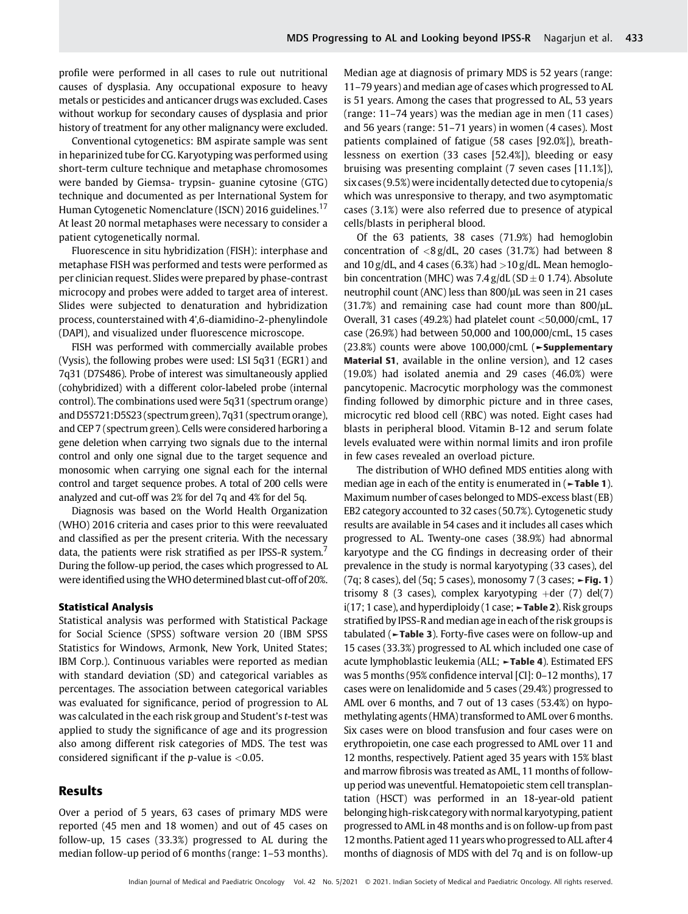profile were performed in all cases to rule out nutritional causes of dysplasia. Any occupational exposure to heavy metals or pesticides and anticancer drugs was excluded. Cases without workup for secondary causes of dysplasia and prior history of treatment for any other malignancy were excluded.

Conventional cytogenetics: BM aspirate sample was sent in heparinized tube for CG. Karyotyping was performed using short-term culture technique and metaphase chromosomes were banded by Giemsa- trypsin- guanine cytosine (GTG) technique and documented as per International System for Human Cytogenetic Nomenclature (ISCN) 2016 guidelines.[17] At least 20 normal metaphases were necessary to consider a patient cytogenetically normal.

Fluorescence in situ hybridization (FISH): interphase and metaphase FISH was performed and tests were performed as per clinician request. Slides were prepared by phase-contrast microcopy and probes were added to target area of interest. Slides were subjected to denaturation and hybridization process, counterstained with 4′,6-diamidino-2-phenylindole (DAPI), and visualized under fluorescence microscope.

FISH was performed with commercially available probes (Vysis), the following probes were used: LSI 5q31 (EGR1) and 7q31 (D7S486). Probe of interest was simultaneously applied (cohybridized) with a different color-labeled probe (internal control). The combinations used were 5q31 (spectrum orange) and D5S721:D5S23 (spectrum green), 7q31 (spectrum orange), and CEP 7 (spectrum green). Cells were considered harboring a gene deletion when carrying two signals due to the internal control and only one signal due to the target sequence and monosomic when carrying one signal each for the internal control and target sequence probes. A total of 200 cells were analyzed and cut-off was 2% for del 7q and 4% for del 5q.

Diagnosis was based on the World Health Organization (WHO) 2016 criteria and cases prior to this were reevaluated and classified as per the present criteria. With the necessary data, the patients were risk stratified as per IPSS-R system.[7] During the follow-up period, the cases which progressed to AL were identified using the WHO determined blast cut-off of 20%.

### Statistical Analysis

Statistical analysis was performed with Statistical Package for Social Science (SPSS) software version 20 (IBM SPSS Statistics for Windows, Armonk, New York, United States; IBM Corp.). Continuous variables were reported as median with standard deviation (SD) and categorical variables as percentages. The association between categorical variables was evaluated for significance, period of progression to AL was calculated in the each risk group and Student's *t*-test was applied to study the significance of age and its progression also among different risk categories of MDS. The test was considered significant if the *p*-value is $<0.05$.

## Results

Over a period of 5 years, 63 cases of primary MDS were reported (45 men and 18 women) and out of 45 cases on follow-up, 15 cases (33.3%) progressed to AL during the median follow-up period of 6 months (range: 1–53 months). Median age at diagnosis of primary MDS is 52 years (range: 11–79 years) and median age of cases which progressed to AL is 51 years. Among the cases that progressed to AL, 53 years (range: 11–74 years) was the median age in men (11 cases) and 56 years (range: 51–71 years) in women (4 cases). Most patients complained of fatigue (58 cases [92.0%]), breathlessness on exertion (33 cases [52.4%]), bleeding or easy bruising was presenting complaint (7 seven cases [11.1%]), six cases (9.5%) were incidentally detected due to cytopenia/s which was unresponsive to therapy, and two asymptomatic cases (3.1%) were also referred due to presence of atypical cells/blasts in peripheral blood.

Of the 63 patients, 38 cases (71.9%) had hemoglobin concentration of $<8$ g/dL, 20 cases (31.7%) had between 8 and 10 g/dL, and 4 cases (6.3%) had $>10$ g/dL. Mean hemoglobin concentration (MHC) was 7.4 g/dL (SD $\pm$ 0 1.74). Absolute neutrophil count (ANC) less than 800/µL was seen in 21 cases (31.7%) and remaining case had count more than 800/µL. Overall, 31 cases (49.2%) had platelet count $<50{,}000$/cmL, 17 case (26.9%) had between 50,000 and 100,000/cmL, 15 cases (23.8%) counts were above 100,000/cmL (►**Supplementary Material S1**, available in the online version), and 12 cases (19.0%) had isolated anemia and 29 cases (46.0%) were pancytopenic. Macrocytic morphology was the commonest finding followed by dimorphic picture and in three cases, microcytic red blood cell (RBC) was noted. Eight cases had blasts in peripheral blood. Vitamin B-12 and serum folate levels evaluated were within normal limits and iron profile in few cases revealed an overload picture.

The distribution of WHO defined MDS entities along with median age in each of the entity is enumerated in (►**Table 1**). Maximum number of cases belonged to MDS-excess blast (EB) EB2 category accounted to 32 cases (50.7%). Cytogenetic study results are available in 54 cases and it includes all cases which progressed to AL. Twenty-one cases (38.9%) had abnormal karyotype and the CG findings in decreasing order of their prevalence in the study is normal karyotyping (33 cases), del (7q; 8 cases), del (5q; 5 cases), monosomy 7 (3 cases; ►**Fig. 1**) trisomy 8 (3 cases), complex karyotyping +der (7) del(7) i(17; 1 case), and hyperdiploidy (1 case; ►**Table 2**). Risk groups stratified by IPSS-R and median age in each of the risk groups is tabulated (►**Table 3**). Forty-five cases were on follow-up and 15 cases (33.3%) progressed to AL which included one case of acute lymphoblastic leukemia (ALL; ►**Table 4**). Estimated EFS was 5 months (95% confidence interval [CI]: 0–12 months), 17 cases were on lenalidomide and 5 cases (29.4%) progressed to AML over 6 months, and 7 out of 13 cases (53.4%) on hypomethylating agents (HMA) transformed to AML over 6 months. Six cases were on blood transfusion and four cases were on erythropoietin, one case each progressed to AML over 11 and 12 months, respectively. Patient aged 35 years with 15% blast and marrow fibrosis was treated as AML, 11 months of follow-up period was uneventful. Hematopoietic stem cell transplantation (HSCT) was performed in an 18-year-old patient belonging high-risk category with normal karyotyping, patient progressed to AML in 48 months and is on follow-up from past 12 months. Patient aged 11 years who progressed to ALL after 4 months of diagnosis of MDS with del 7q and is on follow-up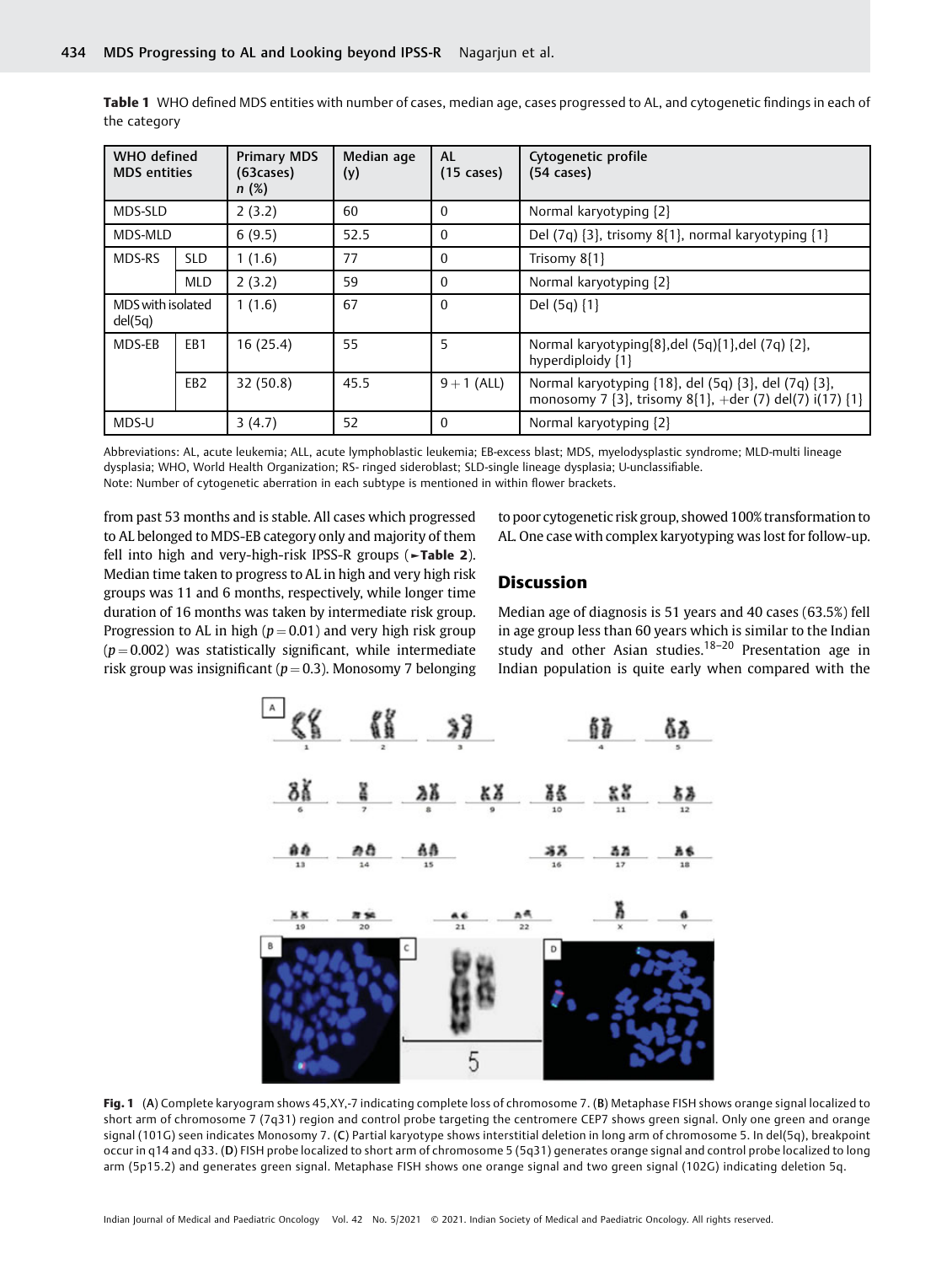**Table 1** WHO defined MDS entities with number of cases, median age, cases progressed to AL, and cytogenetic findings in each of the category

| WHO defined MDS entities | | Primary MDS (63cases) n (%) | Median age (y) | AL (15 cases) | Cytogenetic profile (54 cases) |
|---|---|---|---|---|---|
| MDS-SLD | | 2 (3.2) | 60 | 0 | Normal karyotyping {2} |
| MDS-MLD | | 6 (9.5) | 52.5 | 0 | Del (7q) {3}, trisomy 8{1}, normal karyotyping {1} |
| MDS-RS | SLD | 1 (1.6) | 77 | 0 | Trisomy 8{1} |
| | MLD | 2 (3.2) | 59 | 0 | Normal karyotyping {2} |
| MDS with isolated del(5q) | | 1 (1.6) | 67 | 0 | Del (5q) {1} |
| MDS-EB | EB1 | 16 (25.4) | 55 | 5 | Normal karyotyping{8},del (5q){1},del (7q) {2}, hyperdiploidy {1} |
| | EB2 | 32 (50.8) | 45.5 | 9 + 1 (ALL) | Normal karyotyping {18}, del (5q) {3}, del (7q) {3}, monosomy 7 {3}, trisomy 8{1}, +der (7) del(7) i(17) {1} |
| MDS-U | | 3 (4.7) | 52 | 0 | Normal karyotyping {2} |

Abbreviations: AL, acute leukemia; ALL, acute lymphoblastic leukemia; EB-excess blast; MDS, myelodysplastic syndrome; MLD-multi lineage dysplasia; WHO, World Health Organization; RS- ringed sideroblast; SLD-single lineage dysplasia; U-unclassifiable.
Note: Number of cytogenetic aberration in each subtype is mentioned in within flower brackets.

from past 53 months and is stable. All cases which progressed to AL belonged to MDS-EB category only and majority of them fell into high and very-high-risk IPSS-R groups (►**Table 2**). Median time taken to progress to AL in high and very high risk groups was 11 and 6 months, respectively, while longer time duration of 16 months was taken by intermediate risk group. Progression to AL in high ($p = 0.01$) and very high risk group ($p = 0.002$) was statistically significant, while intermediate risk group was insignificant ($p = 0.3$). Monosomy 7 belonging to poor cytogenetic risk group, showed 100% transformation to AL. One case with complex karyotyping was lost for follow-up.

## Discussion

Median age of diagnosis is 51 years and 40 cases (63.5%) fell in age group less than 60 years which is similar to the Indian study and other Asian studies.[18–20] Presentation age in Indian population is quite early when compared with the

**Fig. 1** (**A**) Complete karyogram shows 45,XY,-7 indicating complete loss of chromosome 7. (**B**) Metaphase FISH shows orange signal localized to short arm of chromosome 7 (7q31) region and control probe targeting the centromere CEP7 shows green signal. Only one green and orange signal (1O1G) seen indicates Monosomy 7. (**C**) Partial karyotype shows interstitial deletion in long arm of chromosome 5. In del(5q), breakpoint occur in q14 and q33. (**D**) FISH probe localized to short arm of chromosome 5 (5q31) generates orange signal and control probe localized to long arm (5p15.2) and generates green signal. Metaphase FISH shows one orange signal and two green signal (1O2G) indicating deletion 5q.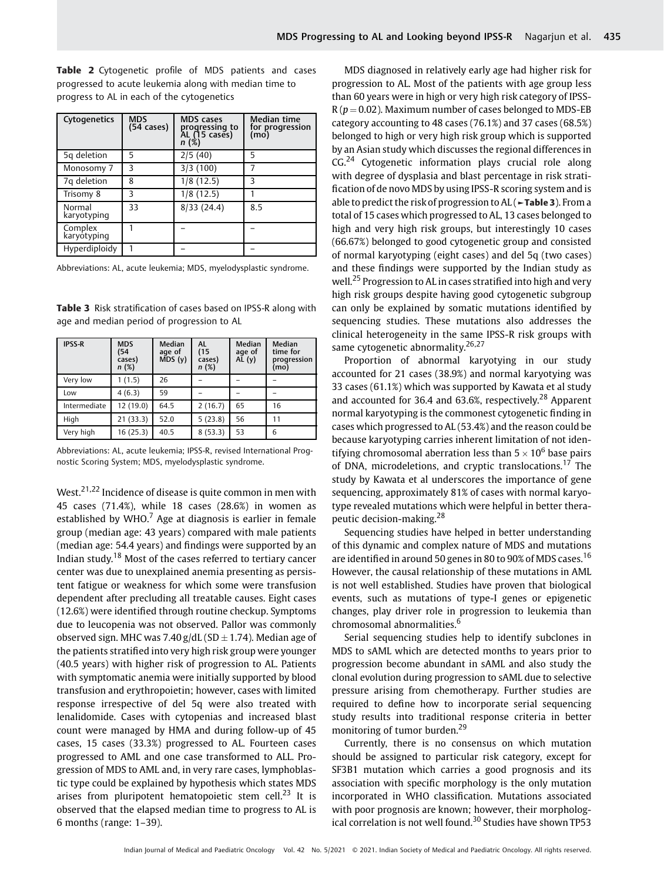**Table 2** Cytogenetic profile of MDS patients and cases progressed to acute leukemia along with median time to progress to AL in each of the cytogenetics

| Cytogenetics | MDS (54 cases) | MDS cases progressing to AL (15 cases) n (%) | Median time for progression (mo) |
|---|---|---|---|
| 5q deletion | 5 | 2/5 (40) | 5 |
| Monosomy 7 | 3 | 3/3 (100) | 7 |
| 7q deletion | 8 | 1/8 (12.5) | 3 |
| Trisomy 8 | 3 | 1/8 (12.5) | 1 |
| Normal karyotyping | 33 | 8/33 (24.4) | 8.5 |
| Complex karyotyping | 1 | – | – |
| Hyperdiploidy | 1 | – | – |

Abbreviations: AL, acute leukemia; MDS, myelodysplastic syndrome.

**Table 3** Risk stratification of cases based on IPSS-R along with age and median period of progression to AL

| IPSS-R | MDS (54 cases) n (%) | Median age of MDS (y) | AL (15 cases) n (%) | Median age of AL (y) | Median time for progression (mo) |
|---|---|---|---|---|---|
| Very low | 1 (1.5) | 26 | – | – | – |
| Low | 4 (6.3) | 59 | – | – | – |
| Intermediate | 12 (19.0) | 64.5 | 2 (16.7) | 65 | 16 |
| High | 21 (33.3) | 52.0 | 5 (23.8) | 56 | 11 |
| Very high | 16 (25.3) | 40.5 | 8 (53.3) | 53 | 6 |

Abbreviations: AL, acute leukemia; IPSS-R, revised International Prognostic Scoring System; MDS, myelodysplastic syndrome.

West.[21,22] Incidence of disease is quite common in men with 45 cases (71.4%), while 18 cases (28.6%) in women as established by WHO.[7] Age at diagnosis is earlier in female group (median age: 43 years) compared with male patients (median age: 54.4 years) and findings were supported by an Indian study.[18] Most of the cases referred to tertiary cancer center was due to unexplained anemia presenting as persistent fatigue or weakness for which some were transfusion dependent after precluding all treatable causes. Eight cases (12.6%) were identified through routine checkup. Symptoms due to leucopenia was not observed. Pallor was commonly observed sign. MHC was 7.40 g/dL (SD ± 1.74). Median age of the patients stratified into very high risk group were younger (40.5 years) with higher risk of progression to AL. Patients with symptomatic anemia were initially supported by blood transfusion and erythropoietin; however, cases with limited response irrespective of del 5q were also treated with lenalidomide. Cases with cytopenias and increased blast count were managed by HMA and during follow-up of 45 cases, 15 cases (33.3%) progressed to AL. Fourteen cases progressed to AML and one case transformed to ALL. Progression of MDS to AML and, in very rare cases, lymphoblastic type could be explained by hypothesis which states MDS arises from pluripotent hematopoietic stem cell.[23] It is observed that the elapsed median time to progress to AL is 6 months (range: 1–39).

MDS diagnosed in relatively early age had higher risk for progression to AL. Most of the patients with age group less than 60 years were in high or very high risk category of IPSS-R ($p = 0.02$). Maximum number of cases belonged to MDS-EB category accounting to 48 cases (76.1%) and 37 cases (68.5%) belonged to high or very high risk group which is supported by an Asian study which discusses the regional differences in CG.[24] Cytogenetic information plays crucial role along with degree of dysplasia and blast percentage in risk stratification of de novo MDS by using IPSS-R scoring system and is able to predict the risk of progression to AL (►Table 3). From a total of 15 cases which progressed to AL, 13 cases belonged to high and very high risk groups, but interestingly 10 cases (66.67%) belonged to good cytogenetic group and consisted of normal karyotyping (eight cases) and del 5q (two cases) and these findings were supported by the Indian study as well.[25] Progression to AL in cases stratified into high and very high risk groups despite having good cytogenetic subgroup can only be explained by somatic mutations identified by sequencing studies. These mutations also addresses the clinical heterogeneity in the same IPSS-R risk groups with same cytogenetic abnormality.[26,27]

Proportion of abnormal karyotying in our study accounted for 21 cases (38.9%) and normal karyotyping was 33 cases (61.1%) which was supported by Kawata et al study and accounted for 36.4 and 63.6%, respectively.[28] Apparent normal karyotyping is the commonest cytogenetic finding in cases which progressed to AL (53.4%) and the reason could be because karyotyping carries inherent limitation of not identifying chromosomal aberration less than $5 \times 10^6$ base pairs of DNA, microdeletions, and cryptic translocations.[17] The study by Kawata et al underscores the importance of gene sequencing, approximately 81% of cases with normal karyotype revealed mutations which were helpful in better therapeutic decision-making.[28]

Sequencing studies have helped in better understanding of this dynamic and complex nature of MDS and mutations are identified in around 50 genes in 80 to 90% of MDS cases.[16] However, the causal relationship of these mutations in AML is not well established. Studies have proven that biological events, such as mutations of type-I genes or epigenetic changes, play driver role in progression to leukemia than chromosomal abnormalities.[6]

Serial sequencing studies help to identify subclones in MDS to sAML which are detected months to years prior to progression become abundant in sAML and also study the clonal evolution during progression to sAML due to selective pressure arising from chemotherapy. Further studies are required to define how to incorporate serial sequencing study results into traditional response criteria in better monitoring of tumor burden.[29]

Currently, there is no consensus on which mutation should be assigned to particular risk category, except for SF3B1 mutation which carries a good prognosis and its association with specific morphology is the only mutation incorporated in WHO classification. Mutations associated with poor prognosis are known; however, their morphological correlation is not well found.[30] Studies have shown TP53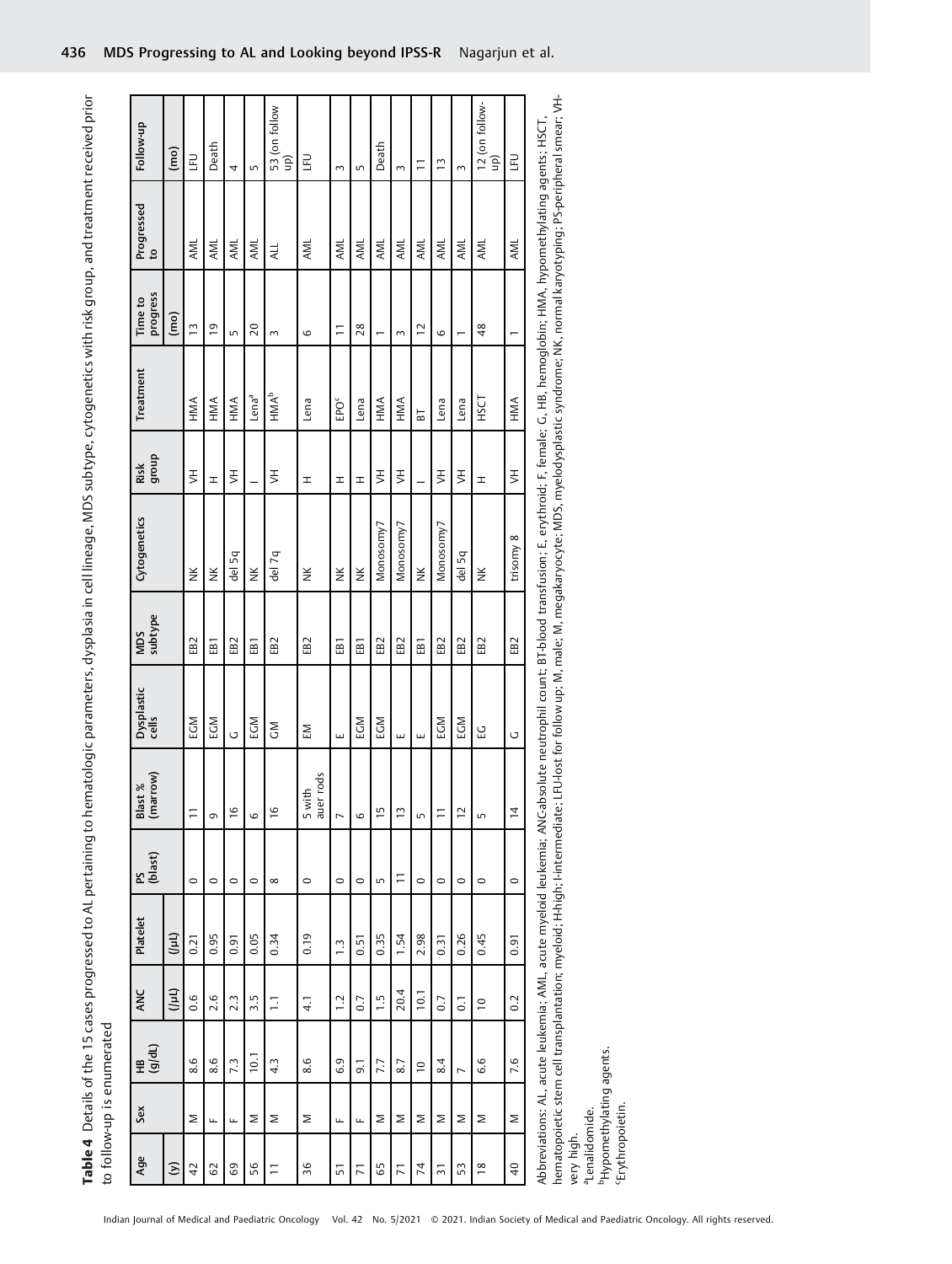**Table 4** Details of the 15 cases progressed to AL pertaining to hematologic parameters, dysplasia in cell lineage, MDS subtype, cytogenetics with risk group, and treatment received prior to follow-up is enumerated

| Age | Sex | HB (g/dL) | ANC | Platelet | PS (blast) | Blast % (marrow) | Dysplastic cells | MDS subtype | Cytogenetics | Risk group | Treatment | Time to progress | Progressed to | Follow-up |
|---|---|---|---|---|---|---|---|---|---|---|---|---|---|---|
| (y) | | | (/µL) | (/µL) | | | | | | | | (mo) | | (mo) |
| 42 | M | 8.6 | 0.6 | 0.21 | 0 | 11 | EGM | EB2 | NK | VH | HMA | 13 | AML | LFU |
| 62 | F | 8.6 | 2.6 | 0.95 | 0 | 9 | EGM | EB1 | NK | H | HMA | 19 | AML | Death |
| 69 | F | 7.3 | 2.3 | 0.91 | 0 | 16 | G | EB2 | del 5q | VH | HMA | 5 | AML | 4 |
| 56 | M | 10.1 | 3.5 | 0.05 | 0 | 6 | EGM | EB1 | NK | I | Lena[a] | 20 | AML | 5 |
| 11 | M | 4.3 | 1.1 | 0.34 | 8 | 16 | GM | EB2 | del 7q | VH | HMA[b] | 3 | ALL | 53 (on follow up) |
| 36 | M | 8.6 | 4.1 | 0.19 | 0 | 5 with auer rods | EM | EB2 | NK | H | Lena | 6 | AML | LFU |
| 51 | F | 6.9 | 1.2 | 1.3 | 0 | 7 | E | EB1 | NK | H | EPO[c] | 11 | AML | 3 |
| 71 | F | 9.1 | 0.7 | 0.51 | 0 | 6 | EGM | EB1 | NK | H | Lena | 28 | AML | 5 |
| 65 | M | 7.7 | 1.5 | 0.35 | 5 | 15 | EGM | EB2 | Monosomy7 | VH | HMA | 1 | AML | Death |
| 71 | M | 8.7 | 20.4 | 1.54 | 11 | 13 | E | EB2 | Monosomy7 | VH | HMA | 3 | AML | 3 |
| 74 | M | 10 | 10.1 | 2.98 | 0 | 5 | E | EB1 | NK | I | BT | 12 | AML | 11 |
| 31 | M | 8.4 | 0.7 | 0.31 | 0 | 11 | EGM | EB2 | Monosomy7 | VH | Lena | 6 | AML | 13 |
| 53 | M | 7 | 0.1 | 0.26 | 0 | 12 | EGM | EB2 | del 5q | VH | Lena | 1 | AML | 3 |
| 18 | M | 6.6 | 10 | 0.45 | 0 | 5 | EG | EB2 | NK | H | HSCT | 48 | AML | 12 (on follow-up) |
| 40 | M | 7.6 | 0.2 | 0.91 | 0 | 14 | G | EB2 | trisomy 8 | VH | HMA | 1 | AML | LFU |

Abbreviations: AL, acute leukemia; AML, acute myeloid leukemia; ANC-absolute neutrophil count; BT-blood transfusion; E, erythroid; F, female; G, HB, hemoglobin; HMA, hypomethylating agents; HSCT, hematopoietic stem cell transplantation; myeloid; H-high; I-intermediate; LFU-lost for follow up; M, male; M, megakaryocyte; MDS, myelodysplastic syndrome; NK, normal karyotyping; PS-peripheral smear; VH-very high.

[a]Lenalidomide.

[b]Hypomethylating agents.

[c]Erythropoietin.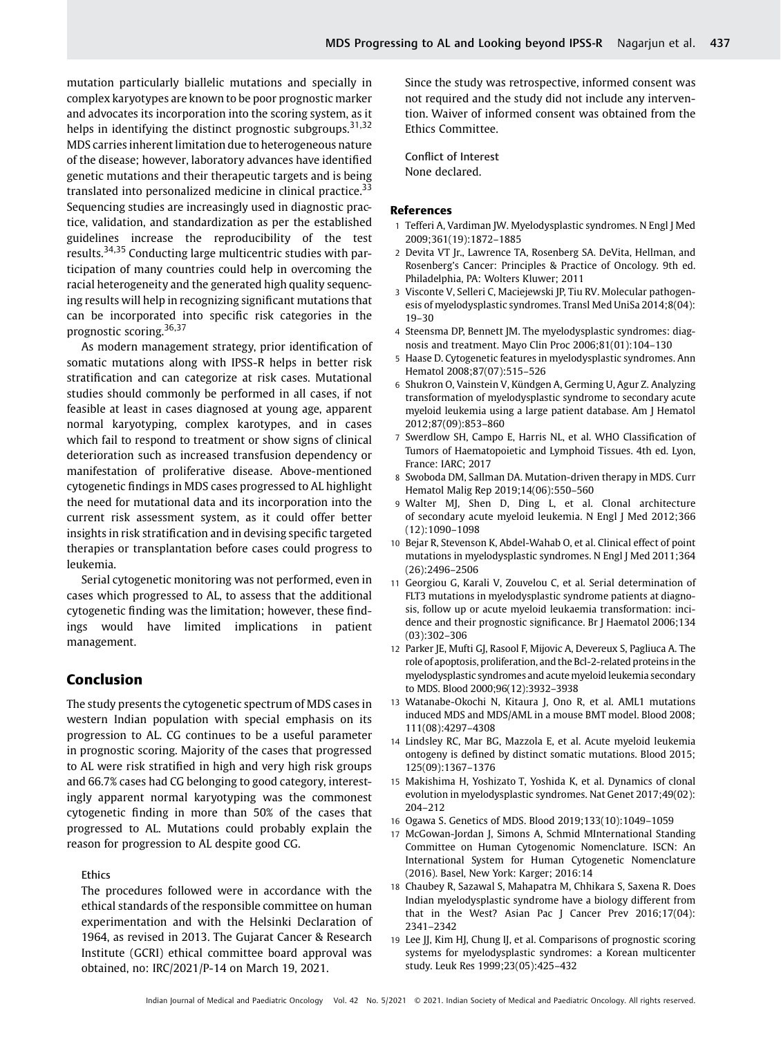mutation particularly biallelic mutations and specially in complex karyotypes are known to be poor prognostic marker and advocates its incorporation into the scoring system, as it helps in identifying the distinct prognostic subgroups.[31,32] MDS carries inherent limitation due to heterogeneous nature of the disease; however, laboratory advances have identified genetic mutations and their therapeutic targets and is being translated into personalized medicine in clinical practice.[33] Sequencing studies are increasingly used in diagnostic practice, validation, and standardization as per the established guidelines increase the reproducibility of the test results.[34,35] Conducting large multicentric studies with participation of many countries could help in overcoming the racial heterogeneity and the generated high quality sequencing results will help in recognizing significant mutations that can be incorporated into specific risk categories in the prognostic scoring.[36,37]

As modern management strategy, prior identification of somatic mutations along with IPSS-R helps in better risk stratification and can categorize at risk cases. Mutational studies should commonly be performed in all cases, if not feasible at least in cases diagnosed at young age, apparent normal karyotyping, complex karotypes, and in cases which fail to respond to treatment or show signs of clinical deterioration such as increased transfusion dependency or manifestation of proliferative disease. Above-mentioned cytogenetic findings in MDS cases progressed to AL highlight the need for mutational data and its incorporation into the current risk assessment system, as it could offer better insights in risk stratification and in devising specific targeted therapies or transplantation before cases could progress to leukemia.

Serial cytogenetic monitoring was not performed, even in cases which progressed to AL, to assess that the additional cytogenetic finding was the limitation; however, these findings would have limited implications in patient management.

## Conclusion

The study presents the cytogenetic spectrum of MDS cases in western Indian population with special emphasis on its progression to AL. CG continues to be a useful parameter in prognostic scoring. Majority of the cases that progressed to AL were risk stratified in high and very high risk groups and 66.7% cases had CG belonging to good category, interestingly apparent normal karyotyping was the commonest cytogenetic finding in more than 50% of the cases that progressed to AL. Mutations could probably explain the reason for progression to AL despite good CG.

### Ethics

The procedures followed were in accordance with the ethical standards of the responsible committee on human experimentation and with the Helsinki Declaration of 1964, as revised in 2013. The Gujarat Cancer & Research Institute (GCRI) ethical committee board approval was obtained, no: IRC/2021/P-14 on March 19, 2021.

Since the study was retrospective, informed consent was not required and the study did not include any intervention. Waiver of informed consent was obtained from the Ethics Committee.

### Conflict of Interest

None declared.

## References

1. Tefferi A, Vardiman JW. Myelodysplastic syndromes. N Engl J Med 2009;361(19):1872–1885
2. Devita VT Jr., Lawrence TA, Rosenberg SA. DeVita, Hellman, and Rosenberg's Cancer: Principles & Practice of Oncology. 9th ed. Philadelphia, PA: Wolters Kluwer; 2011
3. Visconte V, Selleri C, Maciejewski JP, Tiu RV. Molecular pathogenesis of myelodysplastic syndromes. Transl Med UniSa 2014;8(04):19–30
4. Steensma DP, Bennett JM. The myelodysplastic syndromes: diagnosis and treatment. Mayo Clin Proc 2006;81(01):104–130
5. Haase D. Cytogenetic features in myelodysplastic syndromes. Ann Hematol 2008;87(07):515–526
6. Shukron O, Vainstein V, Kündgen A, Germing U, Agur Z. Analyzing transformation of myelodysplastic syndrome to secondary acute myeloid leukemia using a large patient database. Am J Hematol 2012;87(09):853–860
7. Swerdlow SH, Campo E, Harris NL, et al. WHO Classification of Tumors of Haematopoietic and Lymphoid Tissues. 4th ed. Lyon, France: IARC; 2017
8. Swoboda DM, Sallman DA. Mutation-driven therapy in MDS. Curr Hematol Malig Rep 2019;14(06):550–560
9. Walter MJ, Shen D, Ding L, et al. Clonal architecture of secondary acute myeloid leukemia. N Engl J Med 2012;366(12):1090–1098
10. Bejar R, Stevenson K, Abdel-Wahab O, et al. Clinical effect of point mutations in myelodysplastic syndromes. N Engl J Med 2011;364(26):2496–2506
11. Georgiou G, Karali V, Zouvelou C, et al. Serial determination of FLT3 mutations in myelodysplastic syndrome patients at diagnosis, follow up or acute myeloid leukaemia transformation: incidence and their prognostic significance. Br J Haematol 2006;134(03):302–306
12. Parker JE, Mufti GJ, Rasool F, Mijovic A, Devereux S, Pagliuca A. The role of apoptosis, proliferation, and the Bcl-2-related proteins in the myelodysplastic syndromes and acute myeloid leukemia secondary to MDS. Blood 2000;96(12):3932–3938
13. Watanabe-Okochi N, Kitaura J, Ono R, et al. AML1 mutations induced MDS and MDS/AML in a mouse BMT model. Blood 2008;111(08):4297–4308
14. Lindsley RC, Mar BG, Mazzola E, et al. Acute myeloid leukemia ontogeny is defined by distinct somatic mutations. Blood 2015;125(09):1367–1376
15. Makishima H, Yoshizato T, Yoshida K, et al. Dynamics of clonal evolution in myelodysplastic syndromes. Nat Genet 2017;49(02):204–212
16. Ogawa S. Genetics of MDS. Blood 2019;133(10):1049–1059
17. McGowan-Jordan J, Simons A, Schmid MInternational Standing Committee on Human Cytogenomic Nomenclature. ISCN: An International System for Human Cytogenetic Nomenclature (2016). Basel, New York: Karger; 2016:14
18. Chaubey R, Sazawal S, Mahapatra M, Chhikara S, Saxena R. Does Indian myelodysplastic syndrome have a biology different from that in the West? Asian Pac J Cancer Prev 2016;17(04):2341–2342
19. Lee JJ, Kim HJ, Chung IJ, et al. Comparisons of prognostic scoring systems for myelodysplastic syndromes: a Korean multicenter study. Leuk Res 1999;23(05):425–432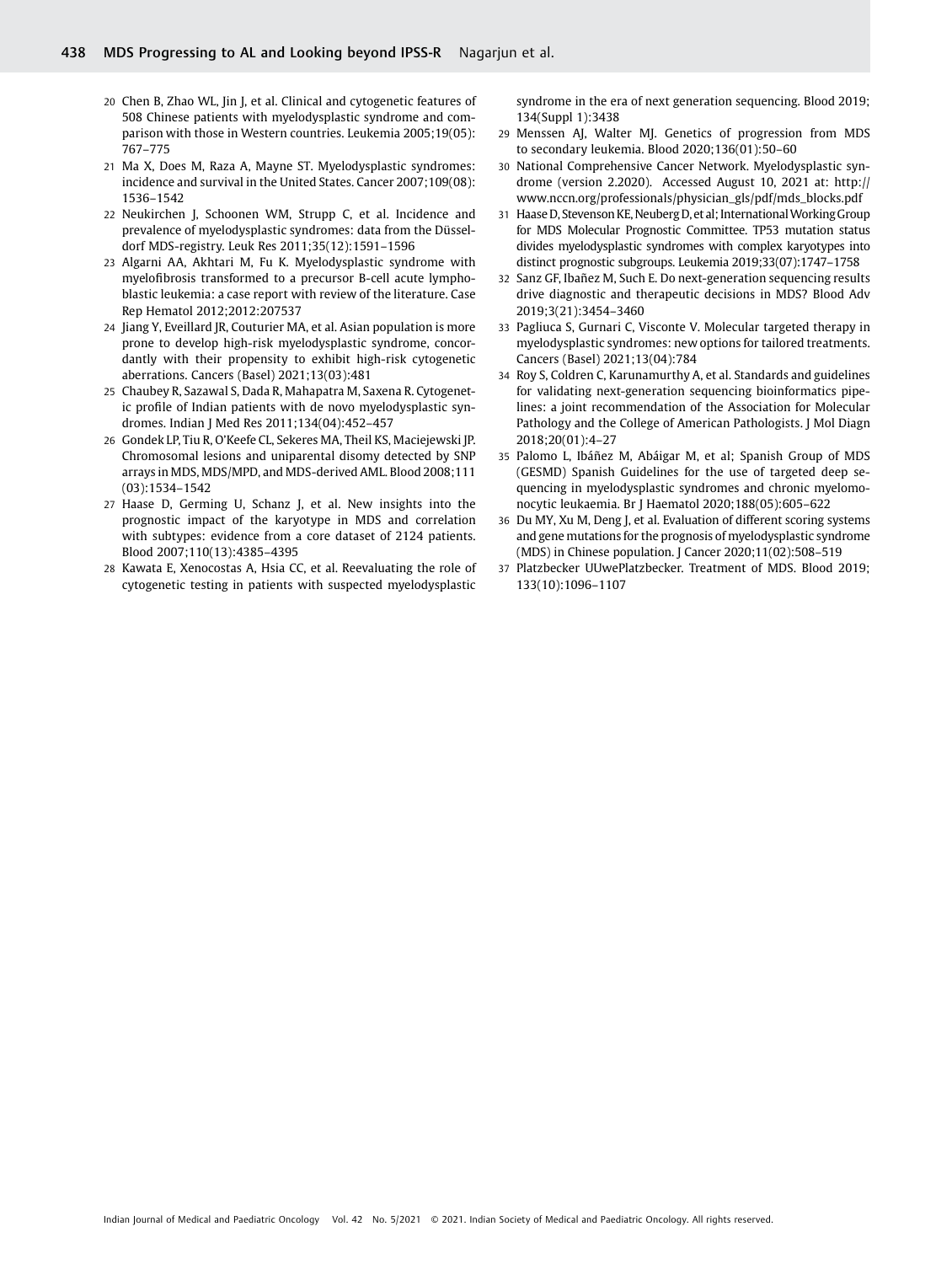20 Chen B, Zhao WL, Jin J, et al. Clinical and cytogenetic features of 508 Chinese patients with myelodysplastic syndrome and comparison with those in Western countries. Leukemia 2005;19(05): 767–775

21 Ma X, Does M, Raza A, Mayne ST. Myelodysplastic syndromes: incidence and survival in the United States. Cancer 2007;109(08): 1536–1542

22 Neukirchen J, Schoonen WM, Strupp C, et al. Incidence and prevalence of myelodysplastic syndromes: data from the Düsseldorf MDS-registry. Leuk Res 2011;35(12):1591–1596

23 Algarni AA, Akhtari M, Fu K. Myelodysplastic syndrome with myelofibrosis transformed to a precursor B-cell acute lymphoblastic leukemia: a case report with review of the literature. Case Rep Hematol 2012;2012:207537

24 Jiang Y, Eveillard JR, Couturier MA, et al. Asian population is more prone to develop high-risk myelodysplastic syndrome, concordantly with their propensity to exhibit high-risk cytogenetic aberrations. Cancers (Basel) 2021;13(03):481

25 Chaubey R, Sazawal S, Dada R, Mahapatra M, Saxena R. Cytogenetic profile of Indian patients with de novo myelodysplastic syndromes. Indian J Med Res 2011;134(04):452–457

26 Gondek LP, Tiu R, O'Keefe CL, Sekeres MA, Theil KS, Maciejewski JP. Chromosomal lesions and uniparental disomy detected by SNP arrays in MDS, MDS/MPD, and MDS-derived AML. Blood 2008;111 (03):1534–1542

27 Haase D, Germing U, Schanz J, et al. New insights into the prognostic impact of the karyotype in MDS and correlation with subtypes: evidence from a core dataset of 2124 patients. Blood 2007;110(13):4385–4395

28 Kawata E, Xenocostas A, Hsia CC, et al. Reevaluating the role of cytogenetic testing in patients with suspected myelodysplastic syndrome in the era of next generation sequencing. Blood 2019; 134(Suppl 1):3438

29 Menssen AJ, Walter MJ. Genetics of progression from MDS to secondary leukemia. Blood 2020;136(01):50–60

30 National Comprehensive Cancer Network. Myelodysplastic syndrome (version 2.2020). Accessed August 10, 2021 at: http://www.nccn.org/professionals/physician_gls/pdf/mds_blocks.pdf

31 Haase D, Stevenson KE, Neuberg D, et al; International Working Group for MDS Molecular Prognostic Committee. TP53 mutation status divides myelodysplastic syndromes with complex karyotypes into distinct prognostic subgroups. Leukemia 2019;33(07):1747–1758

32 Sanz GF, Ibañez M, Such E. Do next-generation sequencing results drive diagnostic and therapeutic decisions in MDS? Blood Adv 2019;3(21):3454–3460

33 Pagliuca S, Gurnari C, Visconte V. Molecular targeted therapy in myelodysplastic syndromes: new options for tailored treatments. Cancers (Basel) 2021;13(04):784

34 Roy S, Coldren C, Karunamurthy A, et al. Standards and guidelines for validating next-generation sequencing bioinformatics pipelines: a joint recommendation of the Association for Molecular Pathology and the College of American Pathologists. J Mol Diagn 2018;20(01):4–27

35 Palomo L, Ibáñez M, Abáigar M, et al; Spanish Group of MDS (GESMD) Spanish Guidelines for the use of targeted deep sequencing in myelodysplastic syndromes and chronic myelomonocytic leukaemia. Br J Haematol 2020;188(05):605–622

36 Du MY, Xu M, Deng J, et al. Evaluation of different scoring systems and gene mutations for the prognosis of myelodysplastic syndrome (MDS) in Chinese population. J Cancer 2020;11(02):508–519

37 Platzbecker UUwePlatzbecker. Treatment of MDS. Blood 2019; 133(10):1096–1107